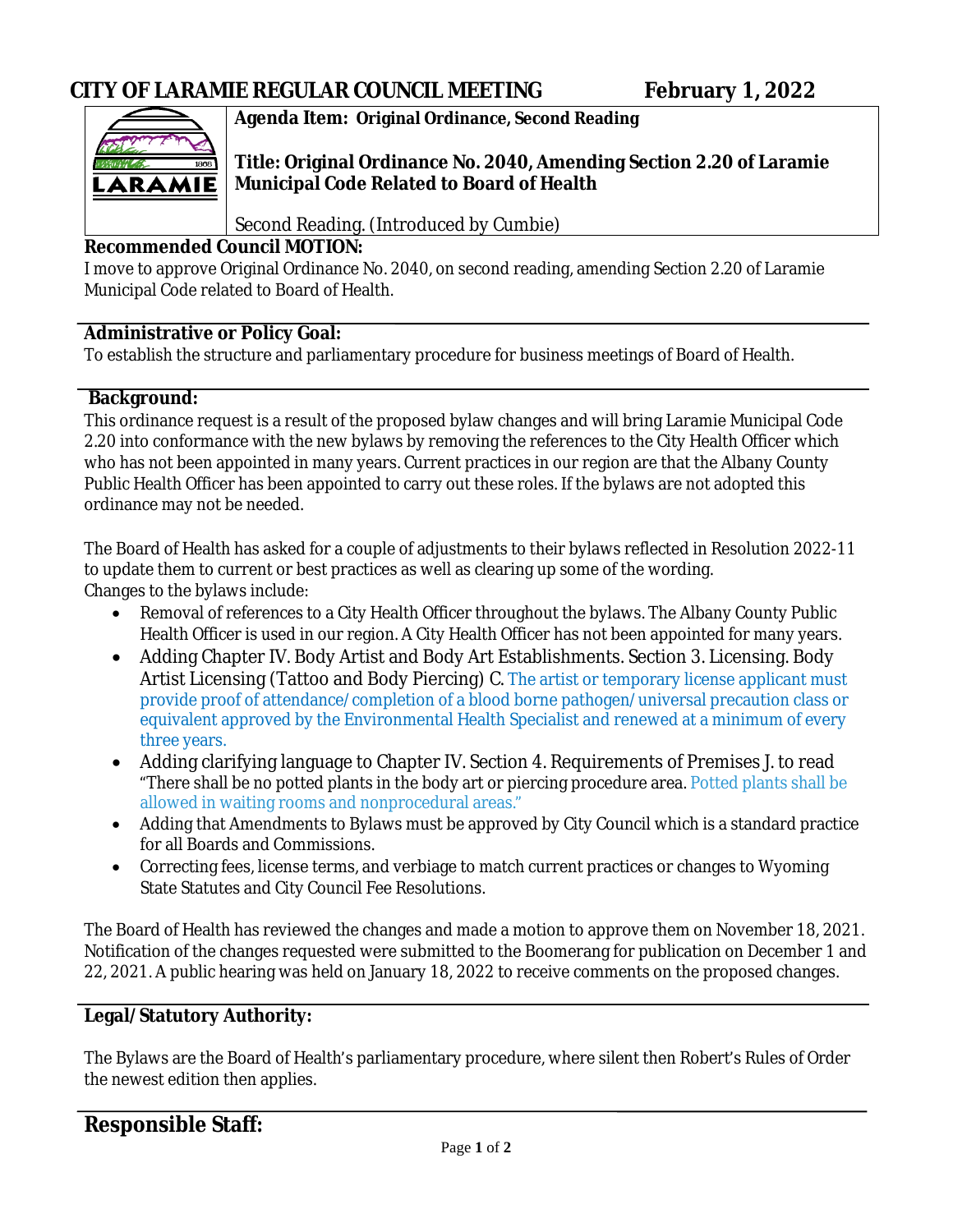# CITY OF LARAMIE REGULAR COUNCIL MEETING February 1, 2022

**Agenda Item: Original Ordinance, Second Reading**

**Title: Original Ordinance No. 2040, Amending Section 2.20 of Laramie Municipal Code Related to Board of Health**

Second Reading. (Introduced by Cumbie)

**Recommended Council MOTION:**

I move to approve Original Ordinance No. 2040, on second reading, amending Section 2.20 of Laramie Municipal Code related to Board of Health.

**Administrative or Policy Goal:**

To establish the structure and parliamentary procedure for business meetings of Board of Health.

**Background:**

This ordinance request is a result of the proposed bylaw changes and will bring Laramie Municipal Code 2.20 into conformance with the new bylaws by removing the references to the City Health Officer which who has not been appointed in many years. Current practices in our region are that the Albany County Public Health Officer has been appointed to carry out these roles. If the bylaws are not adopted this ordinance may not be needed.

The Board of Health has asked for a couple of adjustments to their bylaws reflected in Resolution 2022-11 to update them to current or best practices as well as clearing up some of the wording.
Changes to the bylaws include:

- Removal of references to a City Health Officer throughout the bylaws. The Albany County Public Health Officer is used in our region. A City Health Officer has not been appointed for many years.
- Adding Chapter IV. Body Artist and Body Art Establishments. Section 3. Licensing. Body Artist Licensing (Tattoo and Body Piercing) C. The artist or temporary license applicant must provide proof of attendance/completion of a blood borne pathogen/universal precaution class or equivalent approved by the Environmental Health Specialist and renewed at a minimum of every three years.
- Adding clarifying language to Chapter IV. Section 4. Requirements of Premises J. to read "There shall be no potted plants in the body art or piercing procedure area. Potted plants shall be allowed in waiting rooms and nonprocedural areas."
- Adding that Amendments to Bylaws must be approved by City Council which is a standard practice for all Boards and Commissions.
- Correcting fees, license terms, and verbiage to match current practices or changes to Wyoming State Statutes and City Council Fee Resolutions.

The Board of Health has reviewed the changes and made a motion to approve them on November 18, 2021. Notification of the changes requested were submitted to the Boomerang for publication on December 1 and 22, 2021. A public hearing was held on January 18, 2022 to receive comments on the proposed changes.

**Legal/Statutory Authority:**

The Bylaws are the Board of Health's parliamentary procedure, where silent then Robert's Rules of Order the newest edition then applies.

## Responsible Staff: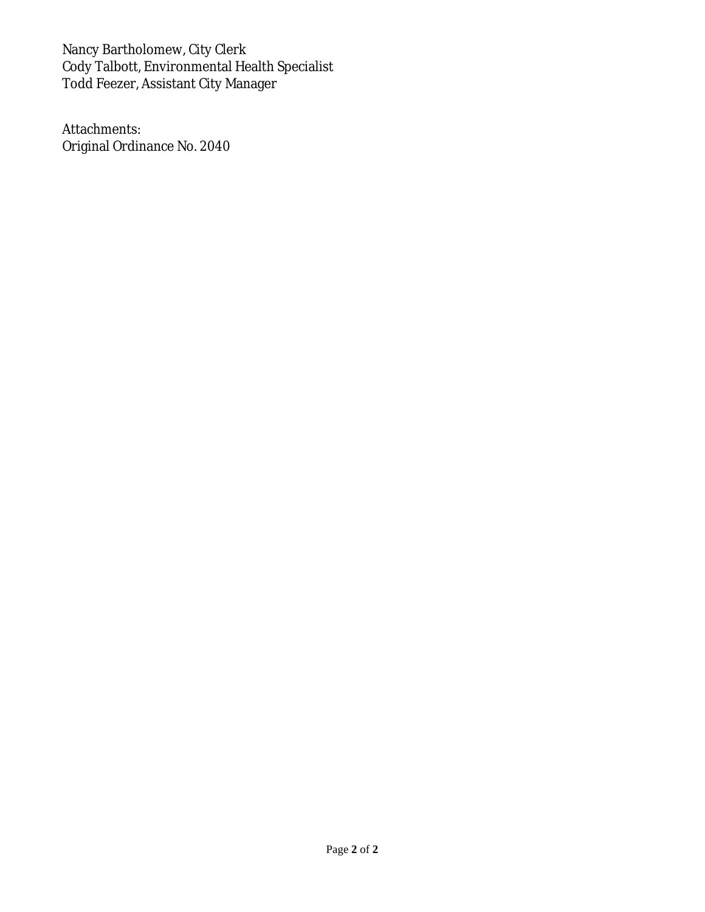Nancy Bartholomew, City Clerk
Cody Talbott, Environmental Health Specialist
Todd Feezer, Assistant City Manager

Attachments:
Original Ordinance No. 2040